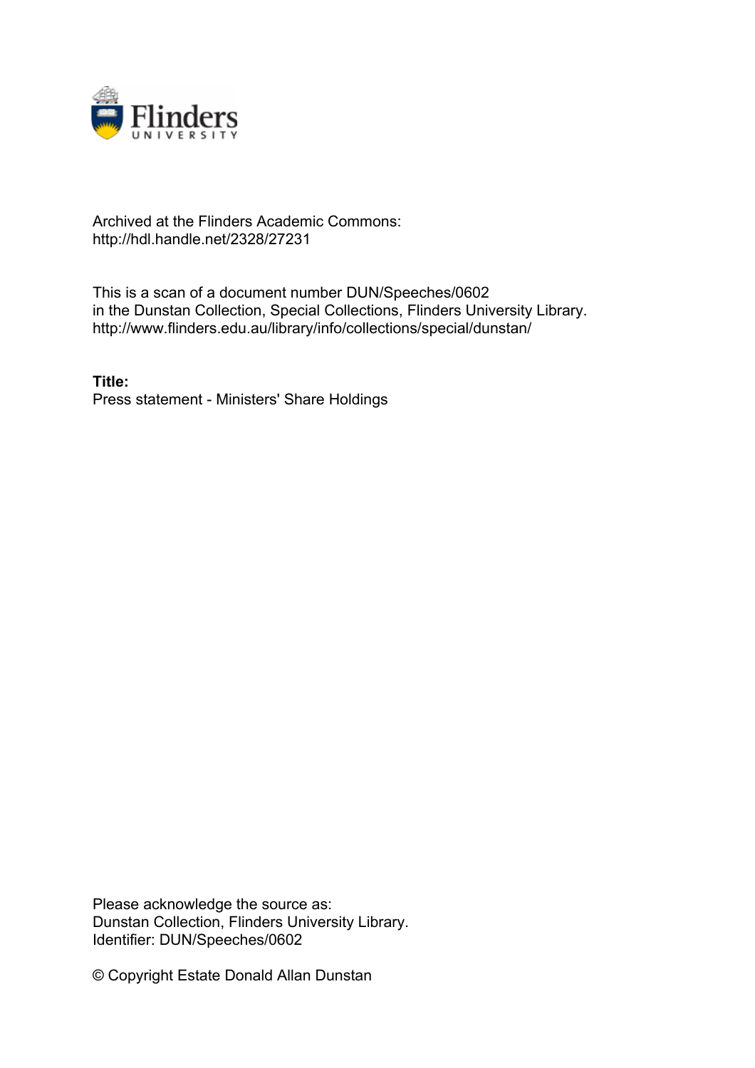Archived at the Flinders Academic Commons:
http://hdl.handle.net/2328/27231

This is a scan of a document number DUN/Speeches/0602
in the Dunstan Collection, Special Collections, Flinders University Library.
http://www.flinders.edu.au/library/info/collections/special/dunstan/

**Title:**
Press statement - Ministers' Share Holdings

Please acknowledge the source as:
Dunstan Collection, Flinders University Library.
Identifier: DUN/Speeches/0602

© Copyright Estate Donald Allan Dunstan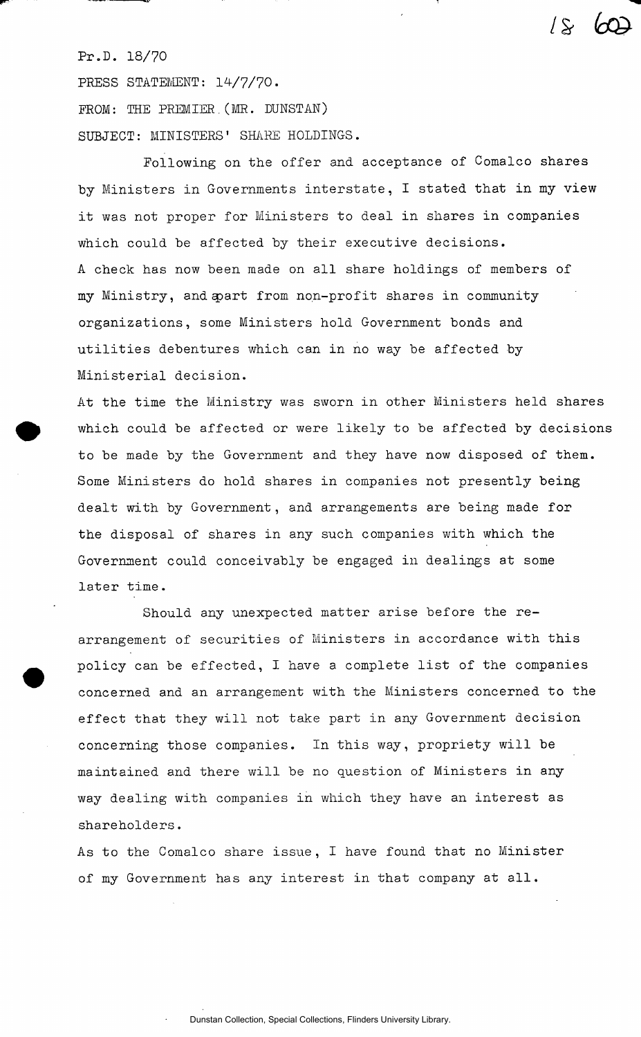Pr.D. 18/70

PRESS STATEMENT: 14/7/70.

FROM: THE PREMIER (MR. DUNSTAN)

SUBJECT: MINISTERS' SHARE HOLDINGS.

Following on the offer and acceptance of Comalco shares by Ministers in Governments interstate, I stated that in my view it was not proper for Ministers to deal in shares in companies which could be affected by their executive decisions. A check has now been made on all share holdings of members of my Ministry, and apart from non-profit shares in community organizations, some Ministers hold Government bonds and utilities debentures which can in no way be affected by Ministerial decision.

At the time the Ministry was sworn in other Ministers held shares which could be affected or were likely to be affected by decisions to be made by the Government and they have now disposed of them. Some Ministers do hold shares in companies not presently being dealt with by Government, and arrangements are being made for the disposal of shares in any such companies with which the Government could conceivably be engaged in dealings at some later time.

Should any unexpected matter arise before the re-arrangement of securities of Ministers in accordance with this policy can be effected, I have a complete list of the companies concerned and an arrangement with the Ministers concerned to the effect that they will not take part in any Government decision concerning those companies. In this way, propriety will be maintained and there will be no question of Ministers in any way dealing with companies in which they have an interest as shareholders.

As to the Comalco share issue, I have found that no Minister of my Government has any interest in that company at all.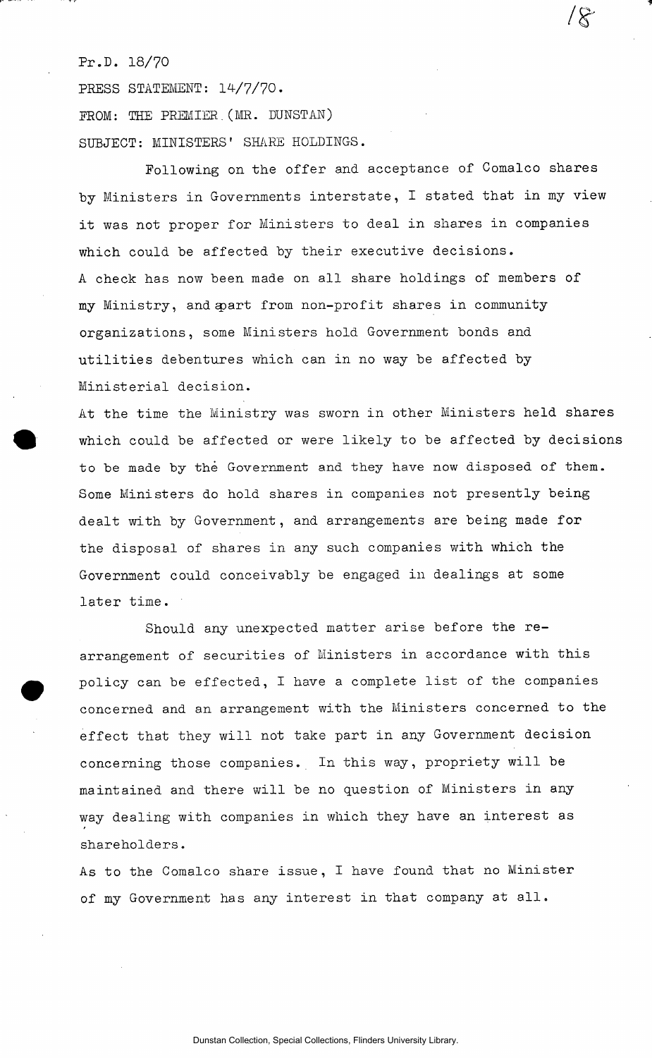Pr.D. 18/70

PRESS STATEMENT: 14/7/70.

FROM: THE PREMIER (MR. DUNSTAN)

SUBJECT: MINISTERS' SHARE HOLDINGS.

Following on the offer and acceptance of Comalco shares by Ministers in Governments interstate, I stated that in my view it was not proper for Ministers to deal in shares in companies which could be affected by their executive decisions.

A check has now been made on all share holdings of members of my Ministry, and apart from non-profit shares in community organizations, some Ministers hold Government bonds and utilities debentures which can in no way be affected by Ministerial decision.

At the time the Ministry was sworn in other Ministers held shares which could be affected or were likely to be affected by decisions to be made by the Government and they have now disposed of them. Some Ministers do hold shares in companies not presently being dealt with by Government, and arrangements are being made for the disposal of shares in any such companies with which the Government could conceivably be engaged in dealings at some later time.

Should any unexpected matter arise before the re-arrangement of securities of Ministers in accordance with this policy can be effected, I have a complete list of the companies concerned and an arrangement with the Ministers concerned to the effect that they will not take part in any Government decision concerning those companies. In this way, propriety will be maintained and there will be no question of Ministers in any way dealing with companies in which they have an interest as shareholders.

As to the Comalco share issue, I have found that no Minister of my Government has any interest in that company at all.